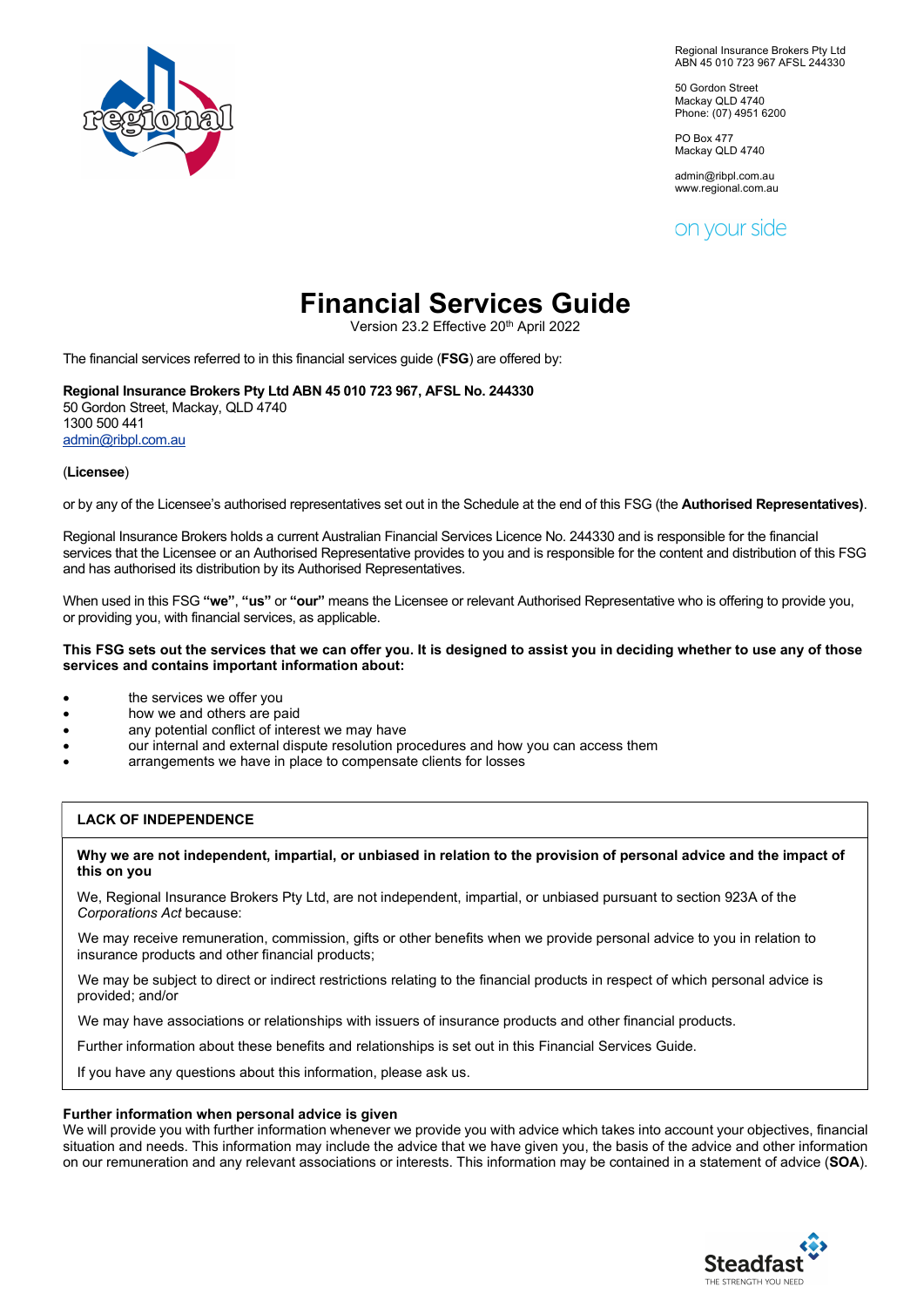Regional Insurance Brokers Pty Ltd
ABN 45 010 723 967 AFSL 244330

50 Gordon Street
Mackay QLD 4740
Phone: (07) 4951 6200

PO Box 477
Mackay QLD 4740

admin@ribpl.com.au
www.regional.com.au

on your side

# Financial Services Guide

Version 23.2 Effective 20th April 2022

The financial services referred to in this financial services guide (**FSG**) are offered by:

**Regional Insurance Brokers Pty Ltd ABN 45 010 723 967, AFSL No. 244330**
50 Gordon Street, Mackay, QLD 4740
1300 500 441
admin@ribpl.com.au

(**Licensee**)

or by any of the Licensee's authorised representatives set out in the Schedule at the end of this FSG (the **Authorised Representatives)**.

Regional Insurance Brokers holds a current Australian Financial Services Licence No. 244330 and is responsible for the financial services that the Licensee or an Authorised Representative provides to you and is responsible for the content and distribution of this FSG and has authorised its distribution by its Authorised Representatives.

When used in this FSG **"we"**, **"us"** or **"our"** means the Licensee or relevant Authorised Representative who is offering to provide you, or providing you, with financial services, as applicable.

**This FSG sets out the services that we can offer you. It is designed to assist you in deciding whether to use any of those services and contains important information about:**

- the services we offer you
- how we and others are paid
- any potential conflict of interest we may have
- our internal and external dispute resolution procedures and how you can access them
- arrangements we have in place to compensate clients for losses

## LACK OF INDEPENDENCE

**Why we are not independent, impartial, or unbiased in relation to the provision of personal advice and the impact of this on you**

We, Regional Insurance Brokers Pty Ltd, are not independent, impartial, or unbiased pursuant to section 923A of the *Corporations Act* because:

We may receive remuneration, commission, gifts or other benefits when we provide personal advice to you in relation to insurance products and other financial products;

We may be subject to direct or indirect restrictions relating to the financial products in respect of which personal advice is provided; and/or

We may have associations or relationships with issuers of insurance products and other financial products.

Further information about these benefits and relationships is set out in this Financial Services Guide.

If you have any questions about this information, please ask us.

**Further information when personal advice is given**
We will provide you with further information whenever we provide you with advice which takes into account your objectives, financial situation and needs. This information may include the advice that we have given you, the basis of the advice and other information on our remuneration and any relevant associations or interests. This information may be contained in a statement of advice (**SOA**).

Steadfast
THE STRENGTH YOU NEED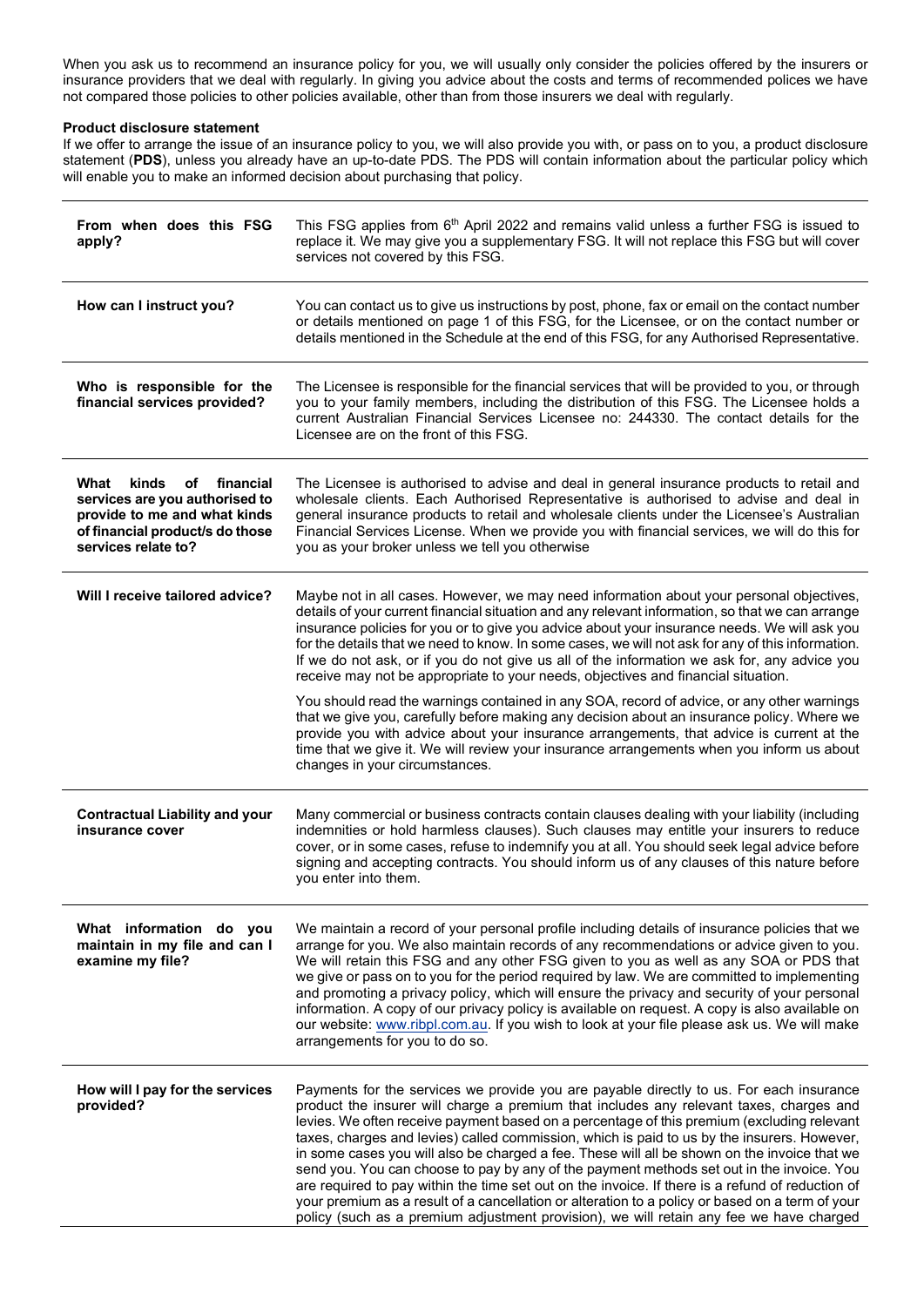When you ask us to recommend an insurance policy for you, we will usually only consider the policies offered by the insurers or insurance providers that we deal with regularly. In giving you advice about the costs and terms of recommended polices we have not compared those policies to other policies available, other than from those insurers we deal with regularly.

**Product disclosure statement**

If we offer to arrange the issue of an insurance policy to you, we will also provide you with, or pass on to you, a product disclosure statement (**PDS**), unless you already have an up-to-date PDS. The PDS will contain information about the particular policy which will enable you to make an informed decision about purchasing that policy.

| | |
|---|---|
| **From when does this FSG apply?** | This FSG applies from 6th April 2022 and remains valid unless a further FSG is issued to replace it. We may give you a supplementary FSG. It will not replace this FSG but will cover services not covered by this FSG. |
| **How can I instruct you?** | You can contact us to give us instructions by post, phone, fax or email on the contact number or details mentioned on page 1 of this FSG, for the Licensee, or on the contact number or details mentioned in the Schedule at the end of this FSG, for any Authorised Representative. |
| **Who is responsible for the financial services provided?** | The Licensee is responsible for the financial services that will be provided to you, or through you to your family members, including the distribution of this FSG. The Licensee holds a current Australian Financial Services Licensee no: 244330. The contact details for the Licensee are on the front of this FSG. |
| **What kinds of financial services are you authorised to provide to me and what kinds of financial product/s do those services relate to?** | The Licensee is authorised to advise and deal in general insurance products to retail and wholesale clients. Each Authorised Representative is authorised to advise and deal in general insurance products to retail and wholesale clients under the Licensee's Australian Financial Services License. When we provide you with financial services, we will do this for you as your broker unless we tell you otherwise |
| **Will I receive tailored advice?** | Maybe not in all cases. However, we may need information about your personal objectives, details of your current financial situation and any relevant information, so that we can arrange insurance policies for you or to give you advice about your insurance needs. We will ask you for the details that we need to know. In some cases, we will not ask for any of this information. If we do not ask, or if you do not give us all of the information we ask for, any advice you receive may not be appropriate to your needs, objectives and financial situation.<br><br>You should read the warnings contained in any SOA, record of advice, or any other warnings that we give you, carefully before making any decision about an insurance policy. Where we provide you with advice about your insurance arrangements, that advice is current at the time that we give it. We will review your insurance arrangements when you inform us about changes in your circumstances. |
| **Contractual Liability and your insurance cover** | Many commercial or business contracts contain clauses dealing with your liability (including indemnities or hold harmless clauses). Such clauses may entitle your insurers to reduce cover, or in some cases, refuse to indemnify you at all. You should seek legal advice before signing and accepting contracts. You should inform us of any clauses of this nature before you enter into them. |
| **What information do you maintain in my file and can I examine my file?** | We maintain a record of your personal profile including details of insurance policies that we arrange for you. We also maintain records of any recommendations or advice given to you. We will retain this FSG and any other FSG given to you as well as any SOA or PDS that we give or pass on to you for the period required by law. We are committed to implementing and promoting a privacy policy, which will ensure the privacy and security of your personal information. A copy of our privacy policy is available on request. A copy is also available on our website: www.ribpl.com.au. If you wish to look at your file please ask us. We will make arrangements for you to do so. |
| **How will I pay for the services provided?** | Payments for the services we provide you are payable directly to us. For each insurance product the insurer will charge a premium that includes any relevant taxes, charges and levies. We often receive payment based on a percentage of this premium (excluding relevant taxes, charges and levies) called commission, which is paid to us by the insurers. However, in some cases you will also be charged a fee. These will all be shown on the invoice that we send you. You can choose to pay by any of the payment methods set out in the invoice. You are required to pay within the time set out on the invoice. If there is a refund of reduction of your premium as a result of a cancellation or alteration to a policy or based on a term of your policy (such as a premium adjustment provision), we will retain any fee we have charged |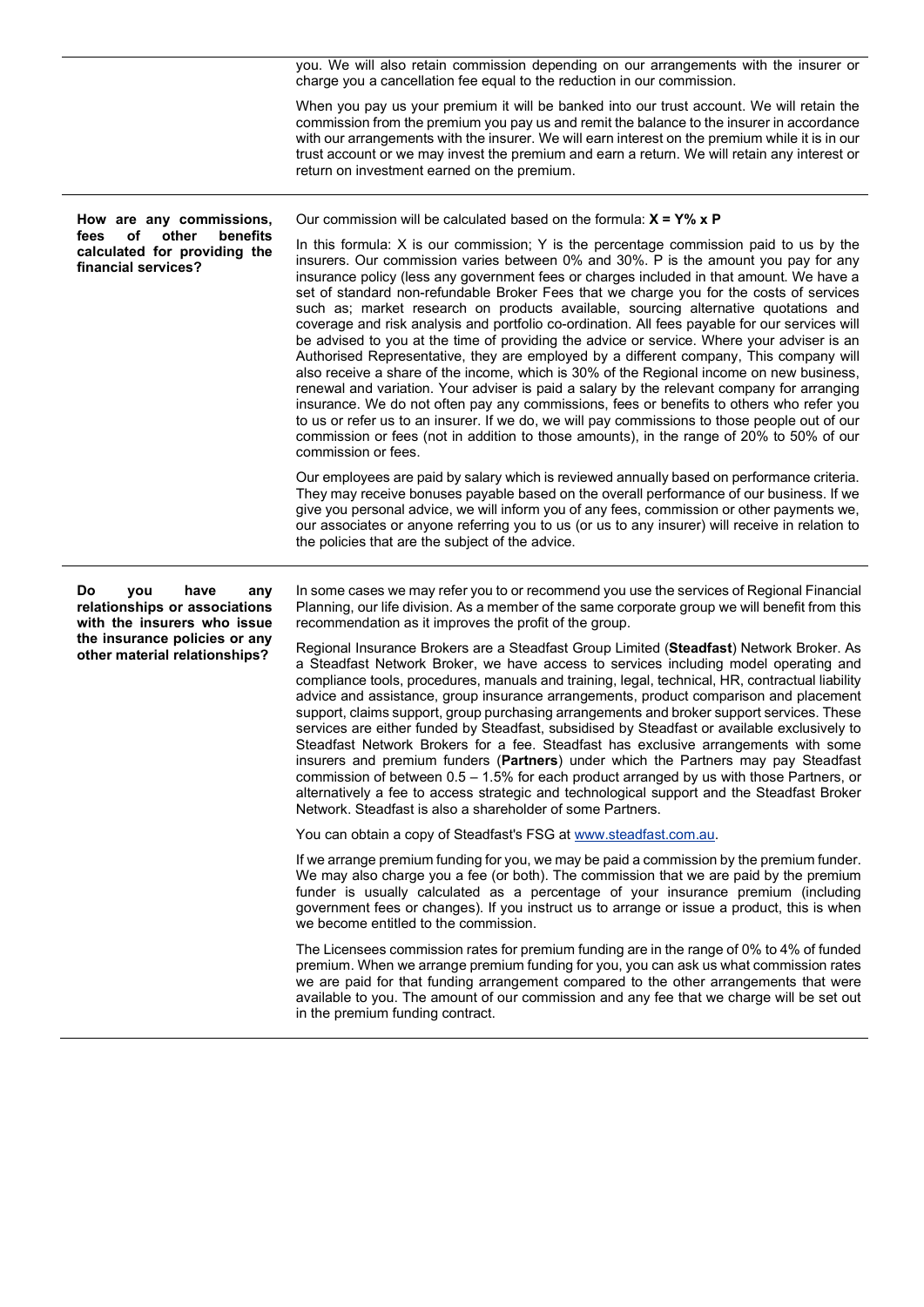| | |
|---|---|
| | you. We will also retain commission depending on our arrangements with the insurer or charge you a cancellation fee equal to the reduction in our commission.<br><br>When you pay us your premium it will be banked into our trust account. We will retain the commission from the premium you pay us and remit the balance to the insurer in accordance with our arrangements with the insurer. We will earn interest on the premium while it is in our trust account or we may invest the premium and earn a return. We will retain any interest or return on investment earned on the premium. |
| **How are any commissions, fees of other benefits calculated for providing the financial services?** | Our commission will be calculated based on the formula: **X = Y% x P**<br><br>In this formula: X is our commission; Y is the percentage commission paid to us by the insurers. Our commission varies between 0% and 30%. P is the amount you pay for any insurance policy (less any government fees or charges included in that amount. We have a set of standard non-refundable Broker Fees that we charge you for the costs of services such as; market research on products available, sourcing alternative quotations and coverage and risk analysis and portfolio co-ordination. All fees payable for our services will be advised to you at the time of providing the advice or service. Where your adviser is an Authorised Representative, they are employed by a different company, This company will also receive a share of the income, which is 30% of the Regional income on new business, renewal and variation. Your adviser is paid a salary by the relevant company for arranging insurance. We do not often pay any commissions, fees or benefits to others who refer you to us or refer us to an insurer. If we do, we will pay commissions to those people out of our commission or fees (not in addition to those amounts), in the range of 20% to 50% of our commission or fees.<br><br>Our employees are paid by salary which is reviewed annually based on performance criteria. They may receive bonuses payable based on the overall performance of our business. If we give you personal advice, we will inform you of any fees, commission or other payments we, our associates or anyone referring you to us (or us to any insurer) will receive in relation to the policies that are the subject of the advice. |
| **Do you have any relationships or associations with the insurers who issue the insurance policies or any other material relationships?** | In some cases we may refer you to or recommend you use the services of Regional Financial Planning, our life division. As a member of the same corporate group we will benefit from this recommendation as it improves the profit of the group.<br><br>Regional Insurance Brokers are a Steadfast Group Limited (**Steadfast**) Network Broker. As a Steadfast Network Broker, we have access to services including model operating and compliance tools, procedures, manuals and training, legal, technical, HR, contractual liability advice and assistance, group insurance arrangements, product comparison and placement support, claims support, group purchasing arrangements and broker support services. These services are either funded by Steadfast, subsidised by Steadfast or available exclusively to Steadfast Network Brokers for a fee. Steadfast has exclusive arrangements with some insurers and premium funders (**Partners**) under which the Partners may pay Steadfast commission of between 0.5 – 1.5% for each product arranged by us with those Partners, or alternatively a fee to access strategic and technological support and the Steadfast Broker Network. Steadfast is also a shareholder of some Partners.<br><br>You can obtain a copy of Steadfast's FSG at www.steadfast.com.au.<br><br>If we arrange premium funding for you, we may be paid a commission by the premium funder. We may also charge you a fee (or both). The commission that we are paid by the premium funder is usually calculated as a percentage of your insurance premium (including government fees or changes). If you instruct us to arrange or issue a product, this is when we become entitled to the commission.<br><br>The Licensees commission rates for premium funding are in the range of 0% to 4% of funded premium. When we arrange premium funding for you, you can ask us what commission rates we are paid for that funding arrangement compared to the other arrangements that were available to you. The amount of our commission and any fee that we charge will be set out in the premium funding contract. |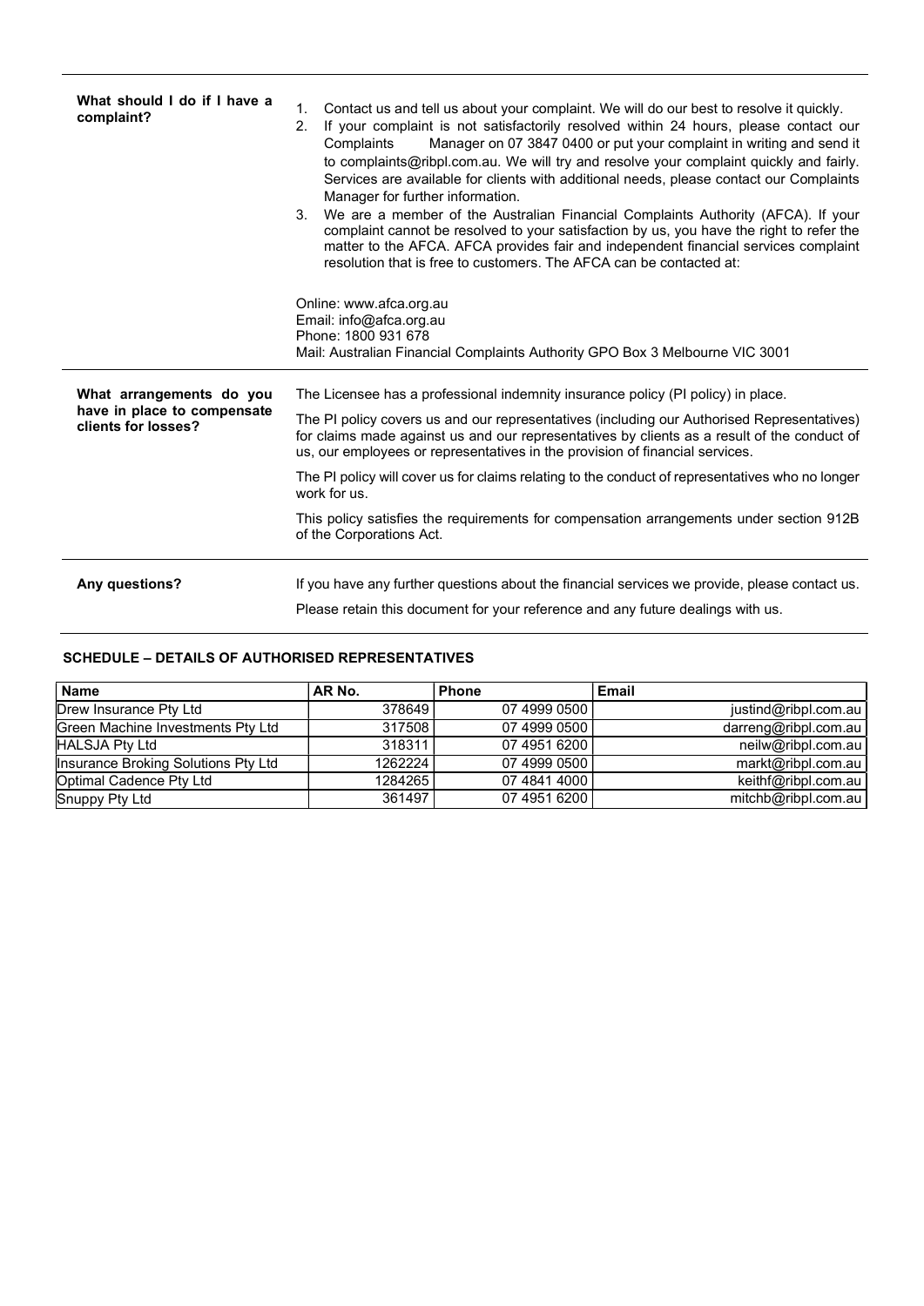| | |
|---|---|
| **What should I do if I have a complaint?** | 1. Contact us and tell us about your complaint. We will do our best to resolve it quickly.<br>2. If your complaint is not satisfactorily resolved within 24 hours, please contact our Complaints Manager on 07 3847 0400 or put your complaint in writing and send it to complaints@ribpl.com.au. We will try and resolve your complaint quickly and fairly. Services are available for clients with additional needs, please contact our Complaints Manager for further information.<br>3. We are a member of the Australian Financial Complaints Authority (AFCA). If your complaint cannot be resolved to your satisfaction by us, you have the right to refer the matter to the AFCA. AFCA provides fair and independent financial services complaint resolution that is free to customers. The AFCA can be contacted at:<br><br>Online: www.afca.org.au<br>Email: info@afca.org.au<br>Phone: 1800 931 678<br>Mail: Australian Financial Complaints Authority GPO Box 3 Melbourne VIC 3001 |
| **What arrangements do you have in place to compensate clients for losses?** | The Licensee has a professional indemnity insurance policy (PI policy) in place.<br><br>The PI policy covers us and our representatives (including our Authorised Representatives) for claims made against us and our representatives by clients as a result of the conduct of us, our employees or representatives in the provision of financial services.<br><br>The PI policy will cover us for claims relating to the conduct of representatives who no longer work for us.<br><br>This policy satisfies the requirements for compensation arrangements under section 912B of the Corporations Act. |
| **Any questions?** | If you have any further questions about the financial services we provide, please contact us.<br><br>Please retain this document for your reference and any future dealings with us. |

**SCHEDULE – DETAILS OF AUTHORISED REPRESENTATIVES**

| Name | AR No. | Phone | Email |
|---|---|---|---|
| Drew Insurance Pty Ltd | 378649 | 07 4999 0500 | justind@ribpl.com.au |
| Green Machine Investments Pty Ltd | 317508 | 07 4999 0500 | darreng@ribpl.com.au |
| HALSJA Pty Ltd | 318311 | 07 4951 6200 | neilw@ribpl.com.au |
| Insurance Broking Solutions Pty Ltd | 1262224 | 07 4999 0500 | markt@ribpl.com.au |
| Optimal Cadence Pty Ltd | 1284265 | 07 4841 4000 | keithf@ribpl.com.au |
| Snuppy Pty Ltd | 361497 | 07 4951 6200 | mitchb@ribpl.com.au |